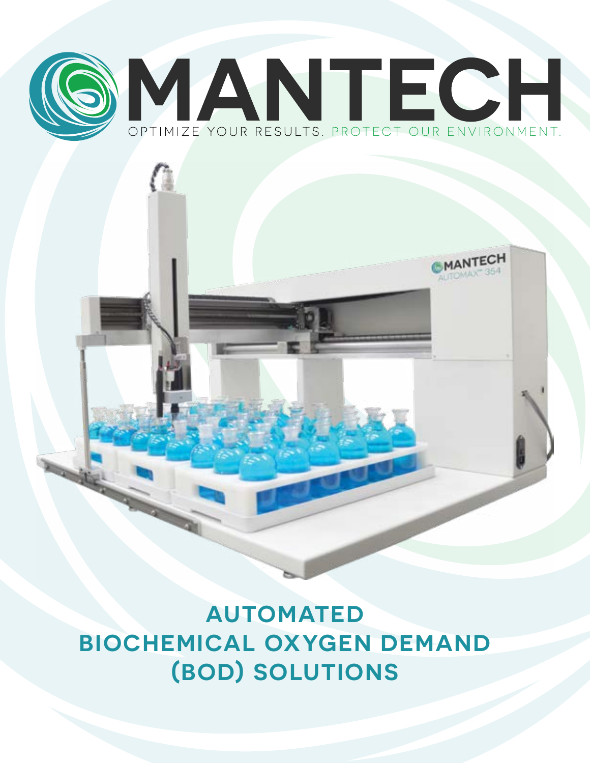# MANTECH

OPTIMIZE YOUR RESULTS. PROTECT OUR ENVIRONMENT.

# AUTOMATED BIOCHEMICAL OXYGEN DEMAND (BOD) SOLUTIONS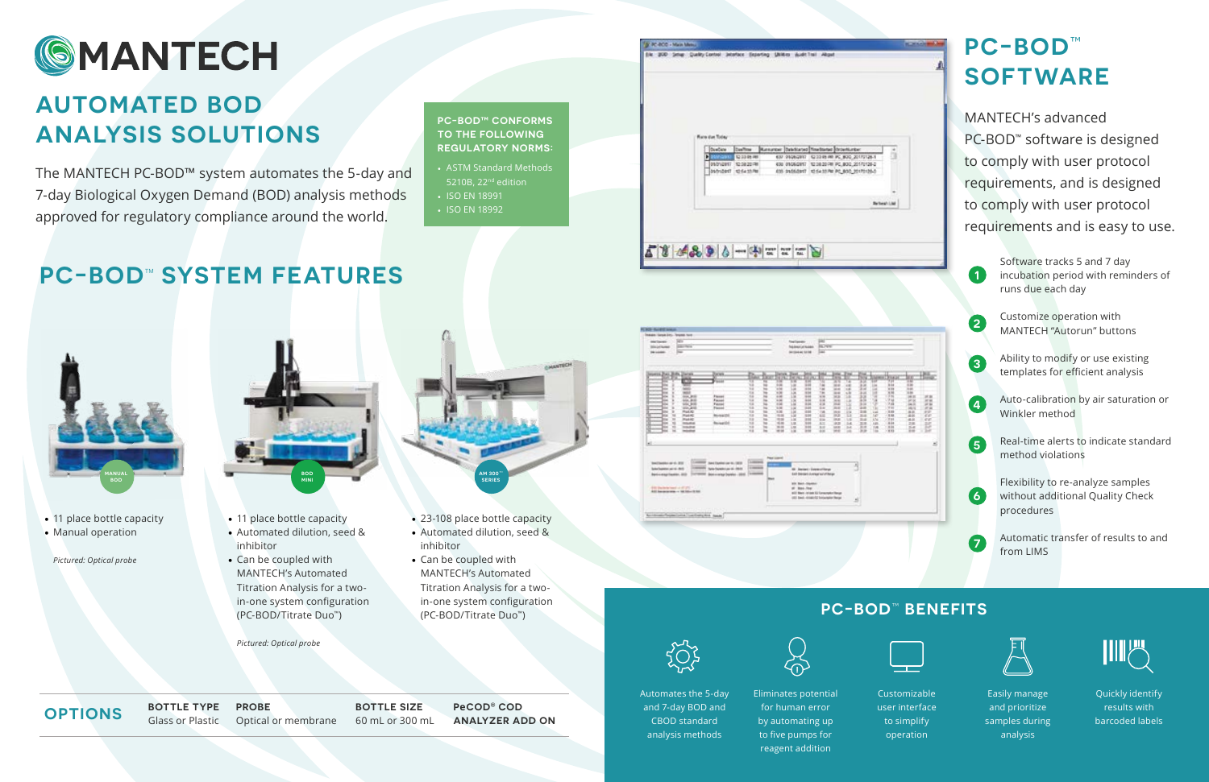# MANTECH

## AUTOMATED BOD ANALYSIS SOLUTIONS

The MANTECH PC-BOD™ system automates the 5-day and 7-day Biological Oxygen Demand (BOD) analysis methods approved for regulatory compliance around the world.

**PC-BOD™ CONFORMS TO THE FOLLOWING REGULATORY NORMS:**

- ASTM Standard Methods 5210B, 22nd edition
- ISO EN 18991
- ISO EN 18992

## PC-BOD™ SYSTEM FEATURES

**MANUAL BOD**

- 11 place bottle capacity
- Manual operation

*Pictured: Optical probe*

**BOD MINI**

- 11 place bottle capacity
- Automated dilution, seed & inhibitor
- Can be coupled with MANTECH's Automated Titration Analysis for a two-in-one system configuration (PC-BOD/Titrate Duo™)

*Pictured: Optical probe*

**AM 300™ SERIES**

- 23-108 place bottle capacity
- Automated dilution, seed & inhibitor
- Can be coupled with MANTECH's Automated Titration Analysis for a two-in-one system configuration (PC-BOD/Titrate Duo™)

## OPTIONS

| BOTTLE TYPE | PROBE | BOTTLE SIZE | PeCOD® COD ANALYZER ADD ON |
|---|---|---|---|
| Glass or Plastic | Optical or membrane | 60 mL or 300 mL | |

## PC-BOD™ SOFTWARE

MANTECH's advanced PC-BOD™ software is designed to comply with user protocol requirements, and is designed to comply with user protocol requirements and is easy to use.

1. Software tracks 5 and 7 day incubation period with reminders of runs due each day
2. Customize operation with MANTECH "Autorun" buttons
3. Ability to modify or use existing templates for efficient analysis
4. Auto-calibration by air saturation or Winkler method
5. Real-time alerts to indicate standard method violations
6. Flexibility to re-analyze samples without additional Quality Check procedures
7. Automatic transfer of results to and from LIMS

## PC-BOD™ BENEFITS

- Automates the 5-day and 7-day BOD and CBOD standard analysis methods
- Eliminates potential for human error by automating up to five pumps for reagent addition
- Customizable user interface to simplify operation
- Easily manage and prioritize samples during analysis
- Quickly identify results with barcoded labels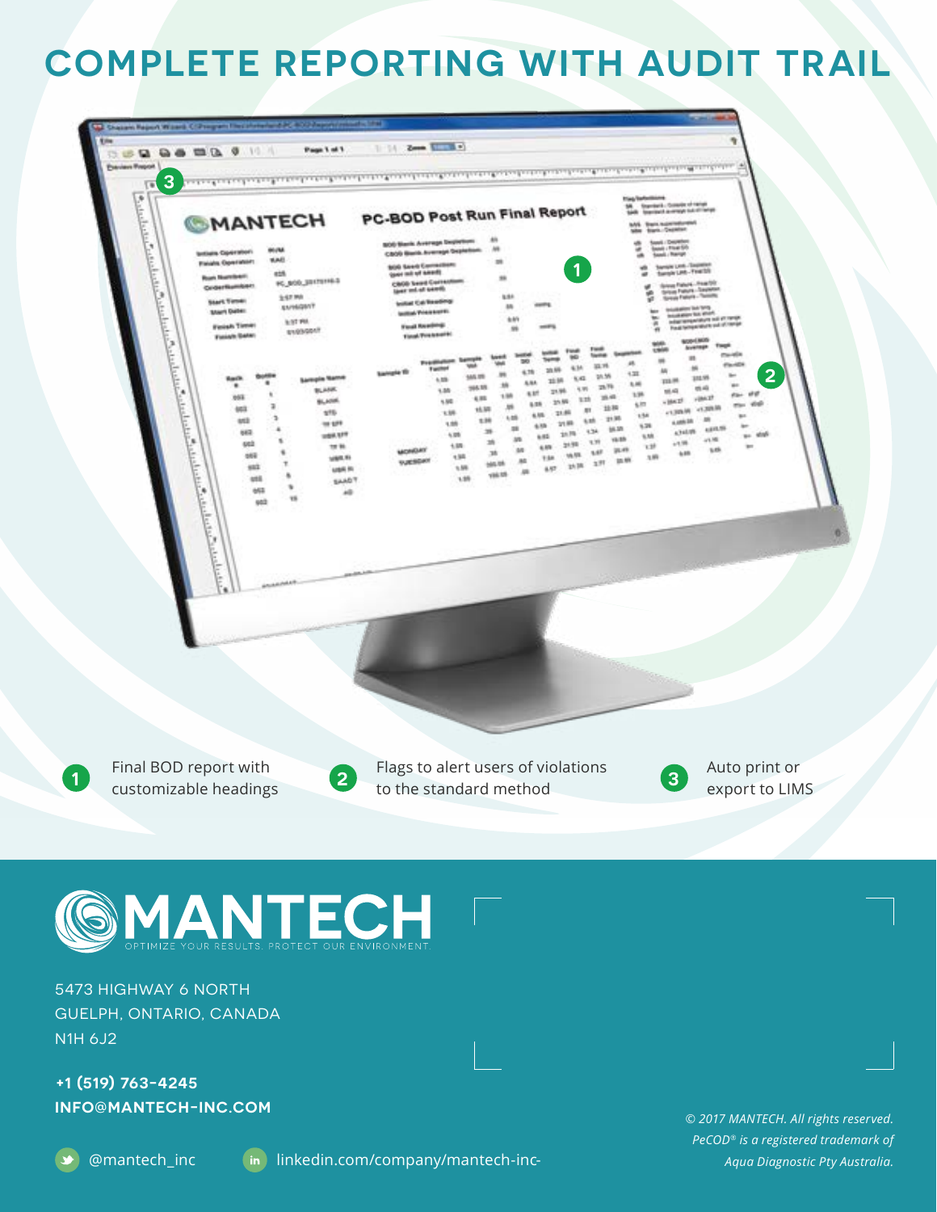# COMPLETE REPORTING WITH AUDIT TRAIL

1. Final BOD report with customizable headings
2. Flags to alert users of violations to the standard method
3. Auto print or export to LIMS

MANTECH

OPTIMIZE YOUR RESULTS. PROTECT OUR ENVIRONMENT.

5473 HIGHWAY 6 NORTH
GUELPH, ONTARIO, CANADA
N1H 6J2

**+1 (519) 763-4245**
**INFO@MANTECH-INC.COM**

@mantech_inc

linkedin.com/company/mantech-inc-

*© 2017 MANTECH. All rights reserved.*
*PeCOD® is a registered trademark of Aqua Diagnostic Pty Australia.*